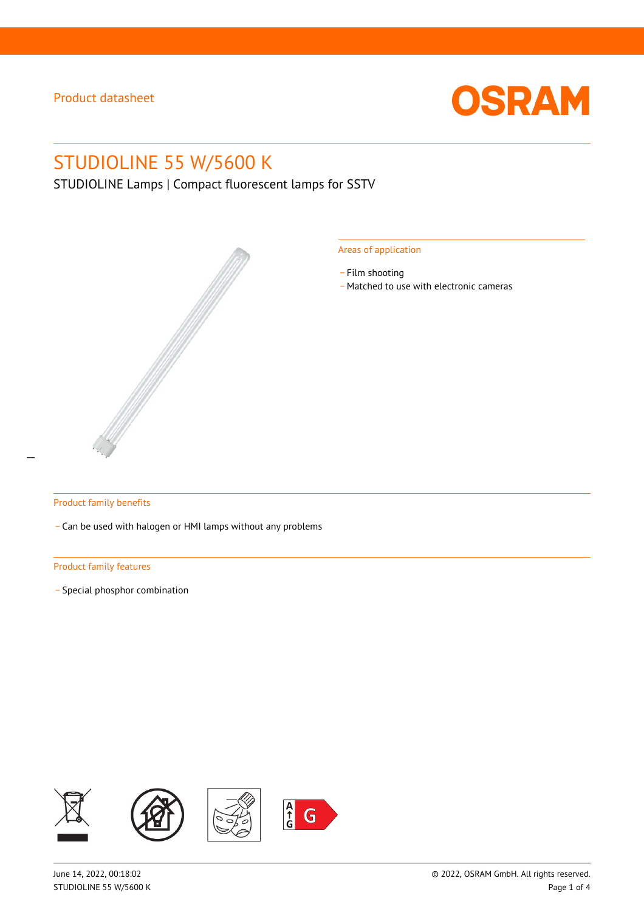Product datasheet

# STUDIOLINE 55 W/5600 K

STUDIOLINE Lamps | Compact fluorescent lamps for SSTV

## Areas of application

- Film shooting
- Matched to use with electronic cameras

## Product family benefits

- Can be used with halogen or HMI lamps without any problems

## Product family features

- Special phosphor combination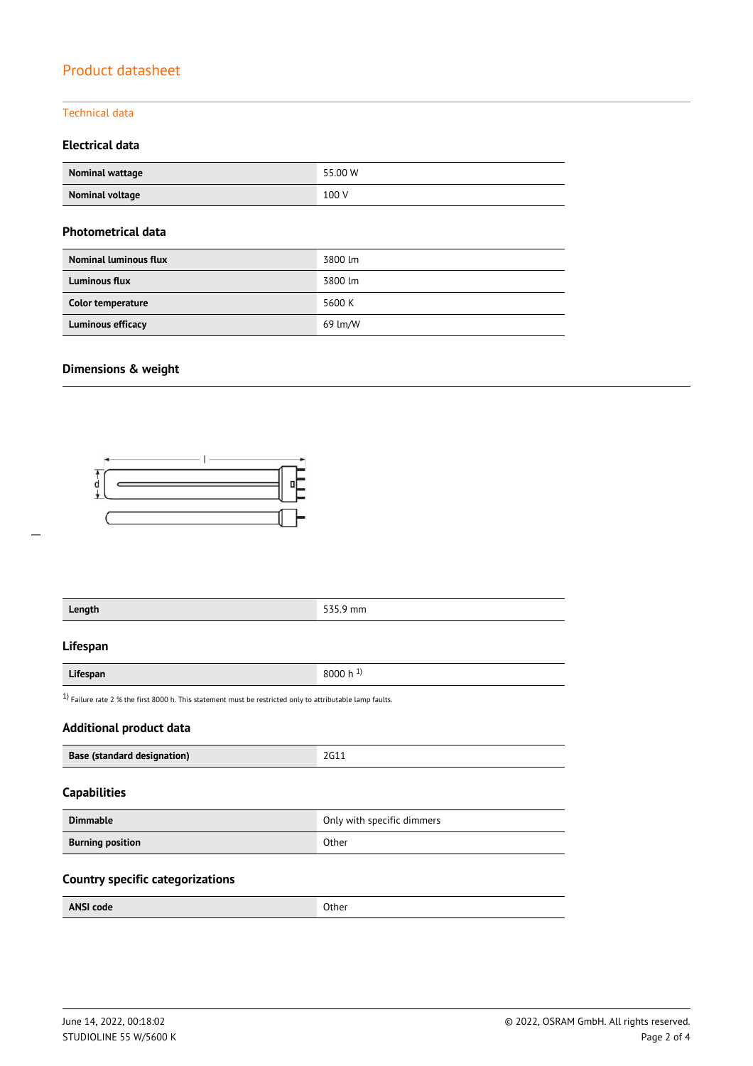# Product datasheet

## Technical data

### Electrical data

| Nominal wattage | 55.00 W |
|---|---|
| Nominal voltage | 100 V |

### Photometrical data

| Nominal luminous flux | 3800 lm |
|---|---|
| Luminous flux | 3800 lm |
| Color temperature | 5600 K |
| Luminous efficacy | 69 lm/W |

### Dimensions & weight

| Length | 535.9 mm |
|---|---|

### Lifespan

| Lifespan | 8000 h [1] |
|---|---|

[1] Failure rate 2 % the first 8000 h. This statement must be restricted only to attributable lamp faults.

### Additional product data

| Base (standard designation) | 2G11 |
|---|---|

### Capabilities

| Dimmable | Only with specific dimmers |
|---|---|
| Burning position | Other |

### Country specific categorizations

| ANSI code | Other |
|---|---|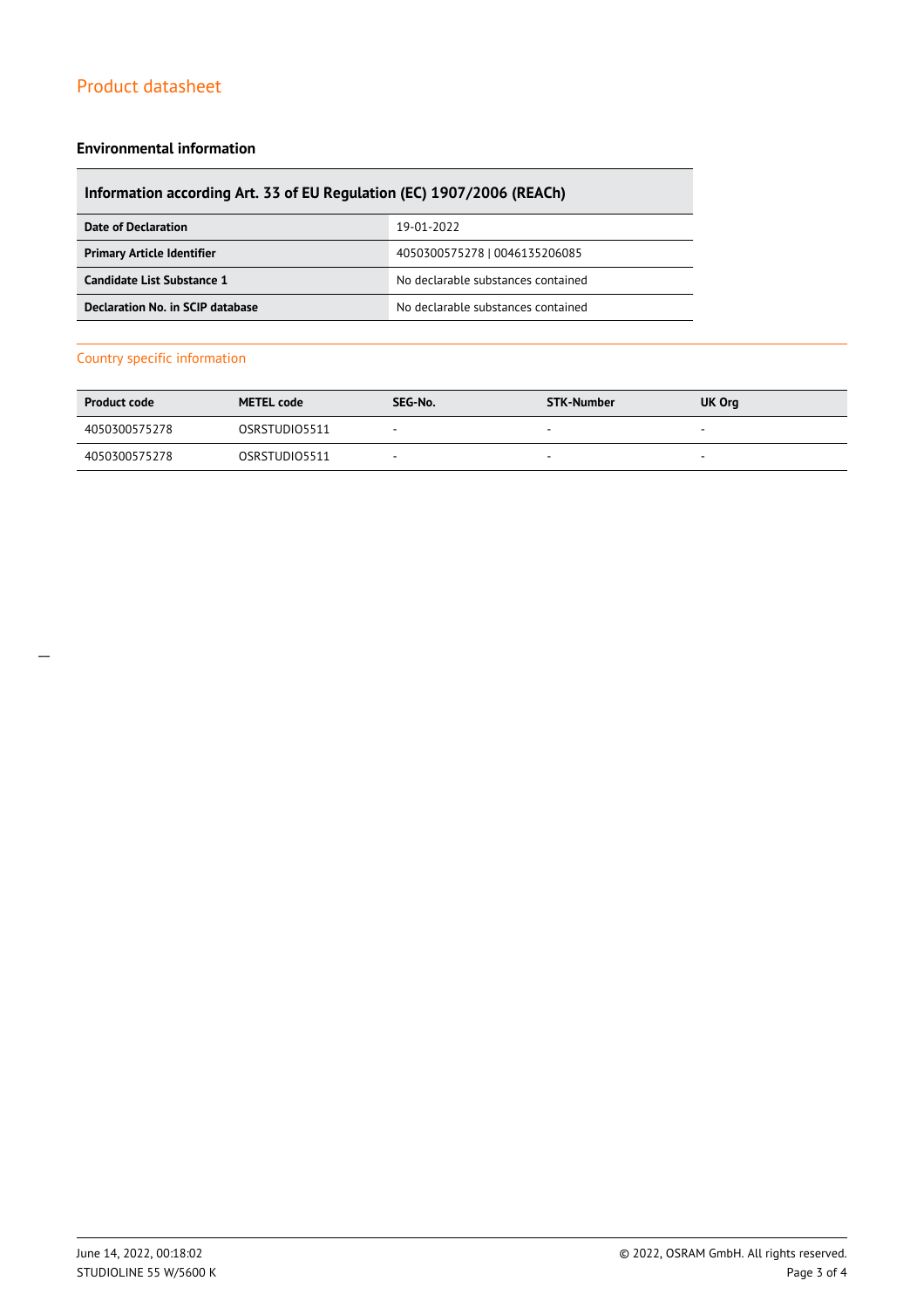### Environmental information

| Information according Art. 33 of EU Regulation (EC) 1907/2006 (REACh) | |
|---|---|
| **Date of Declaration** | 19-01-2022 |
| **Primary Article Identifier** | 4050300575278 \| 0046135206085 |
| **Candidate List Substance 1** | No declarable substances contained |
| **Declaration No. in SCIP database** | No declarable substances contained |

## Country specific information

| Product code | METEL code | SEG-No. | STK-Number | UK Org |
|---|---|---|---|---|
| 4050300575278 | OSRSTUDIO5511 | - | - | - |
| 4050300575278 | OSRSTUDIO5511 | - | - | - |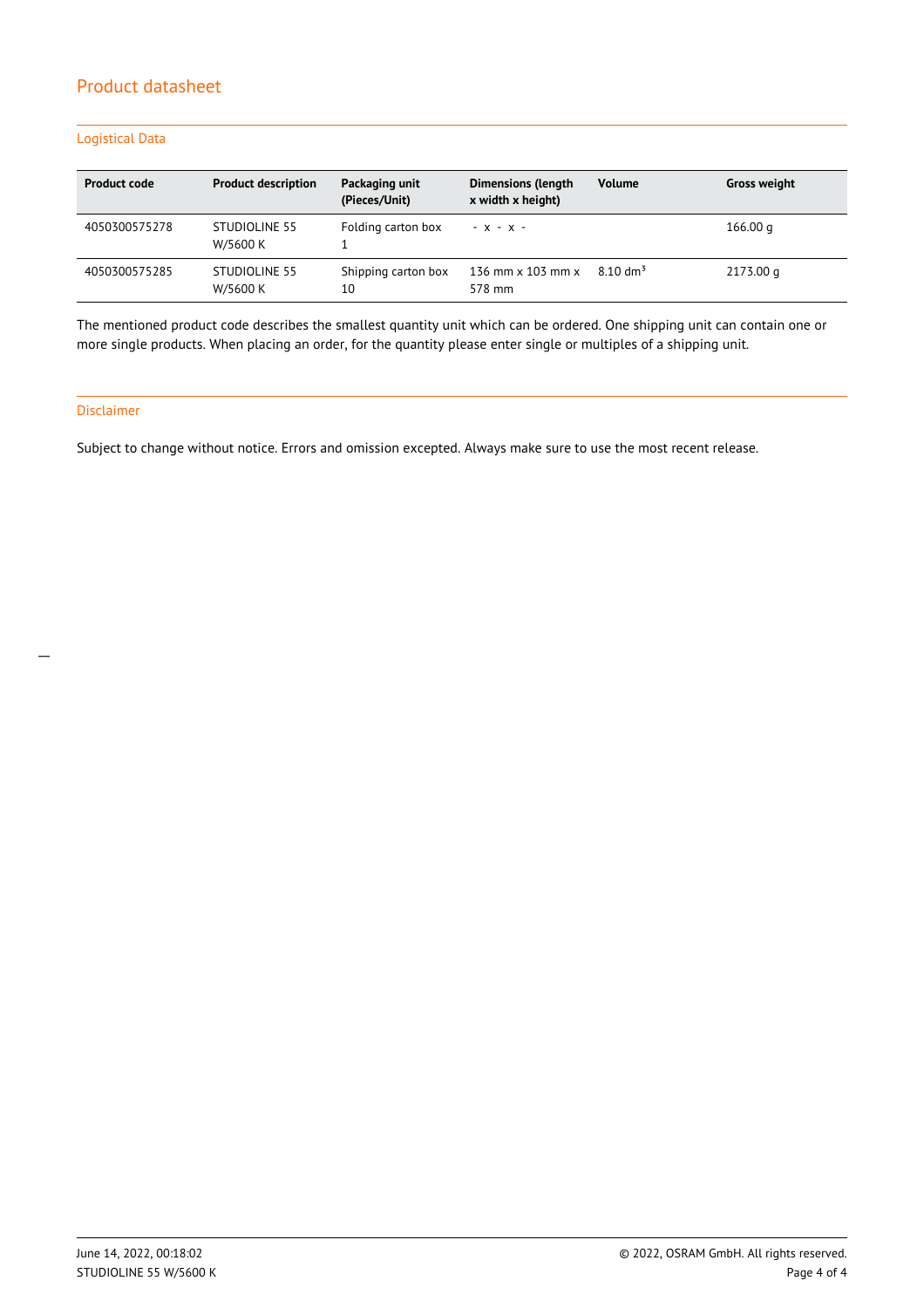## Logistical Data

| Product code | Product description | Packaging unit (Pieces/Unit) | Dimensions (length x width x height) | Volume | Gross weight |
|---|---|---|---|---|---|
| 4050300575278 | STUDIOLINE 55 W/5600 K | Folding carton box 1 | - x - x - | | 166.00 g |
| 4050300575285 | STUDIOLINE 55 W/5600 K | Shipping carton box 10 | 136 mm x 103 mm x 578 mm | 8.10 $dm^3$ | 2173.00 g |

The mentioned product code describes the smallest quantity unit which can be ordered. One shipping unit can contain one or more single products. When placing an order, for the quantity please enter single or multiples of a shipping unit.

## Disclaimer

Subject to change without notice. Errors and omission excepted. Always make sure to use the most recent release.